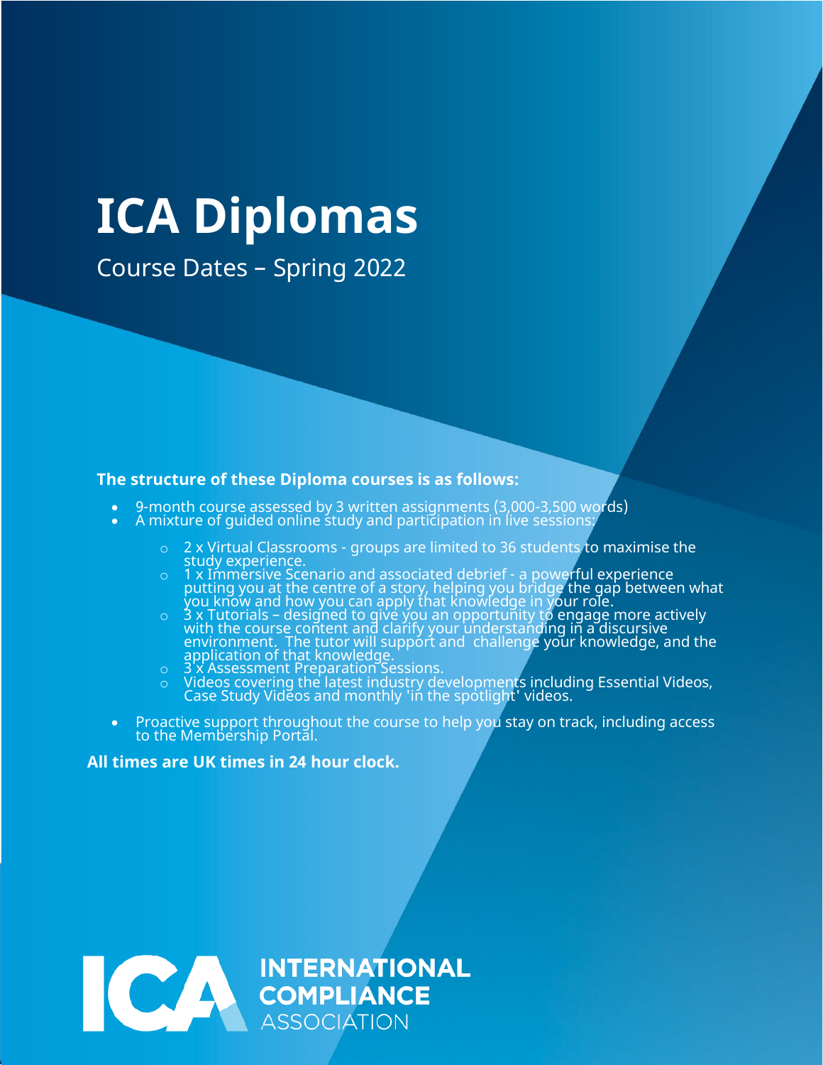# ICA Diplomas

Course Dates – Spring 2022

**The structure of these Diploma courses is as follows:**

- 9-month course assessed by 3 written assignments (3,000-3,500 words)
- A mixture of guided online study and participation in live sessions:
  - 2 x Virtual Classrooms - groups are limited to 36 students to maximise the study experience.
  - 1 x Immersive Scenario and associated debrief - a powerful experience putting you at the centre of a story, helping you bridge the gap between what you know and how you can apply that knowledge in your role.
  - 3 x Tutorials – designed to give you an opportunity to engage more actively with the course content and clarify your understanding in a discursive environment. The tutor will support and challenge your knowledge, and the application of that knowledge.
  - 3 x Assessment Preparation Sessions.
  - Videos covering the latest industry developments including Essential Videos, Case Study Videos and monthly 'in the spotlight' videos.
- Proactive support throughout the course to help you stay on track, including access to the Membership Portal.

**All times are UK times in 24 hour clock.**

ICA INTERNATIONAL COMPLIANCE ASSOCIATION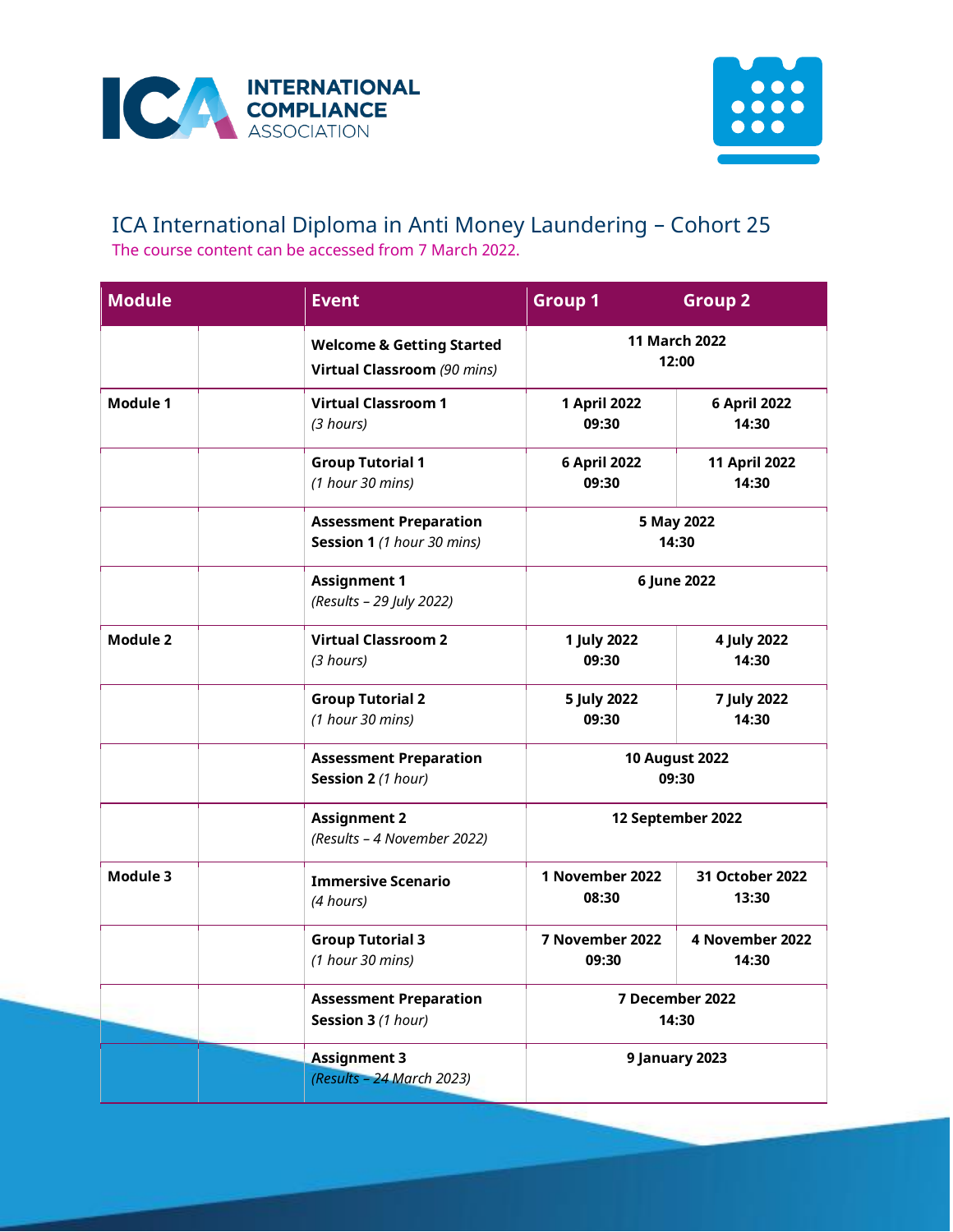# ICA International Diploma in Anti Money Laundering – Cohort 25

The course content can be accessed from 7 March 2022.

| Module | Event | Group 1 | Group 2 |
|---|---|---|---|
| | **Welcome & Getting Started Virtual Classroom** *(90 mins)* | **11 March 2022 12:00** | |
| **Module 1** | **Virtual Classroom 1** *(3 hours)* | **1 April 2022 09:30** | **6 April 2022 14:30** |
| | **Group Tutorial 1** *(1 hour 30 mins)* | **6 April 2022 09:30** | **11 April 2022 14:30** |
| | **Assessment Preparation Session 1** *(1 hour 30 mins)* | **5 May 2022 14:30** | |
| | **Assignment 1** *(Results – 29 July 2022)* | **6 June 2022** | |
| **Module 2** | **Virtual Classroom 2** *(3 hours)* | **1 July 2022 09:30** | **4 July 2022 14:30** |
| | **Group Tutorial 2** *(1 hour 30 mins)* | **5 July 2022 09:30** | **7 July 2022 14:30** |
| | **Assessment Preparation Session 2** *(1 hour)* | **10 August 2022 09:30** | |
| | **Assignment 2** *(Results – 4 November 2022)* | **12 September 2022** | |
| **Module 3** | **Immersive Scenario** *(4 hours)* | **1 November 2022 08:30** | **31 October 2022 13:30** |
| | **Group Tutorial 3** *(1 hour 30 mins)* | **7 November 2022 09:30** | **4 November 2022 14:30** |
| | **Assessment Preparation Session 3** *(1 hour)* | **7 December 2022 14:30** | |
| | **Assignment 3** *(Results – 24 March 2023)* | **9 January 2023** | |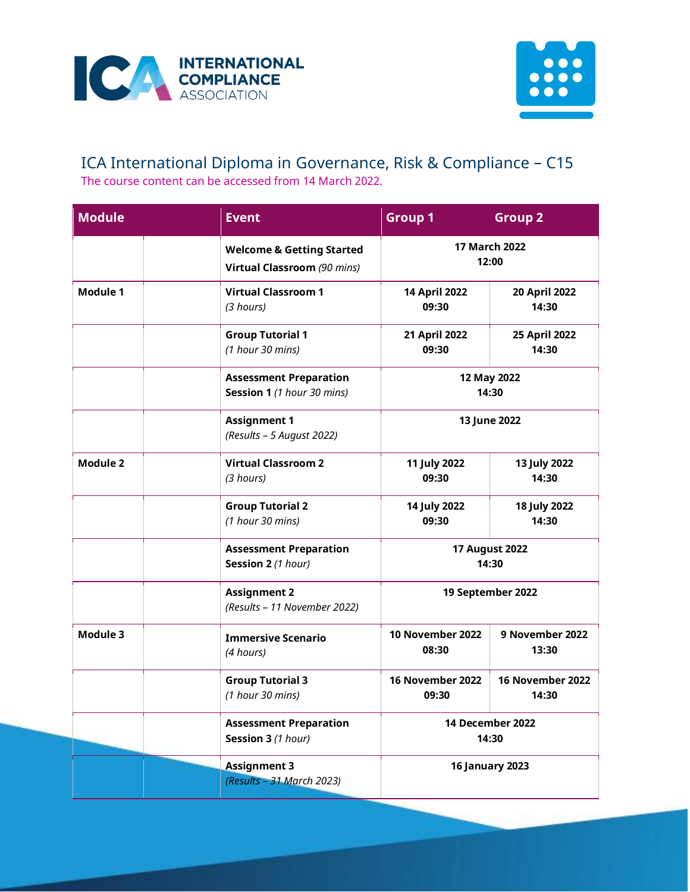# ICA International Diploma in Governance, Risk & Compliance – C15

The course content can be accessed from 14 March 2022.

| Module | | Event | Group 1 | Group 2 |
|---|---|---|---|---|
| | | **Welcome & Getting Started Virtual Classroom** *(90 mins)* | **17 March 2022 12:00** | |
| **Module 1** | | **Virtual Classroom 1** *(3 hours)* | **14 April 2022 09:30** | **20 April 2022 14:30** |
| | | **Group Tutorial 1** *(1 hour 30 mins)* | **21 April 2022 09:30** | **25 April 2022 14:30** |
| | | **Assessment Preparation Session 1** *(1 hour 30 mins)* | **12 May 2022 14:30** | |
| | | **Assignment 1** *(Results – 5 August 2022)* | **13 June 2022** | |
| **Module 2** | | **Virtual Classroom 2** *(3 hours)* | **11 July 2022 09:30** | **13 July 2022 14:30** |
| | | **Group Tutorial 2** *(1 hour 30 mins)* | **14 July 2022 09:30** | **18 July 2022 14:30** |
| | | **Assessment Preparation Session 2** *(1 hour)* | **17 August 2022 14:30** | |
| | | **Assignment 2** *(Results – 11 November 2022)* | **19 September 2022** | |
| **Module 3** | | **Immersive Scenario** *(4 hours)* | **10 November 2022 08:30** | **9 November 2022 13:30** |
| | | **Group Tutorial 3** *(1 hour 30 mins)* | **16 November 2022 09:30** | **16 November 2022 14:30** |
| | | **Assessment Preparation Session 3** *(1 hour)* | **14 December 2022 14:30** | |
| | | **Assignment 3** *(Results – 31 March 2023)* | **16 January 2023** | |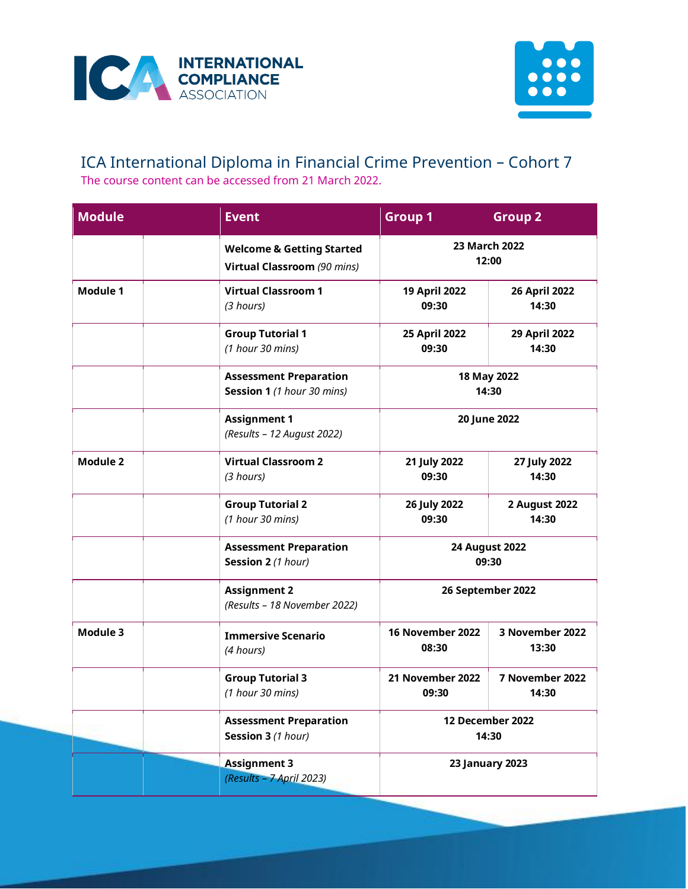## ICA International Diploma in Financial Crime Prevention – Cohort 7

The course content can be accessed from 21 March 2022.

| Module | Event | Group 1 | Group 2 |
|---|---|---|---|
| | **Welcome & Getting Started Virtual Classroom** *(90 mins)* | **23 March 2022 12:00** | |
| **Module 1** | **Virtual Classroom 1** *(3 hours)* | **19 April 2022 09:30** | **26 April 2022 14:30** |
| | **Group Tutorial 1** *(1 hour 30 mins)* | **25 April 2022 09:30** | **29 April 2022 14:30** |
| | **Assessment Preparation Session 1** *(1 hour 30 mins)* | **18 May 2022 14:30** | |
| | **Assignment 1** *(Results – 12 August 2022)* | **20 June 2022** | |
| **Module 2** | **Virtual Classroom 2** *(3 hours)* | **21 July 2022 09:30** | **27 July 2022 14:30** |
| | **Group Tutorial 2** *(1 hour 30 mins)* | **26 July 2022 09:30** | **2 August 2022 14:30** |
| | **Assessment Preparation Session 2** *(1 hour)* | **24 August 2022 09:30** | |
| | **Assignment 2** *(Results – 18 November 2022)* | **26 September 2022** | |
| **Module 3** | **Immersive Scenario** *(4 hours)* | **16 November 2022 08:30** | **3 November 2022 13:30** |
| | **Group Tutorial 3** *(1 hour 30 mins)* | **21 November 2022 09:30** | **7 November 2022 14:30** |
| | **Assessment Preparation Session 3** *(1 hour)* | **12 December 2022 14:30** | |
| | **Assignment 3** *(Results – 7 April 2023)* | **23 January 2023** | |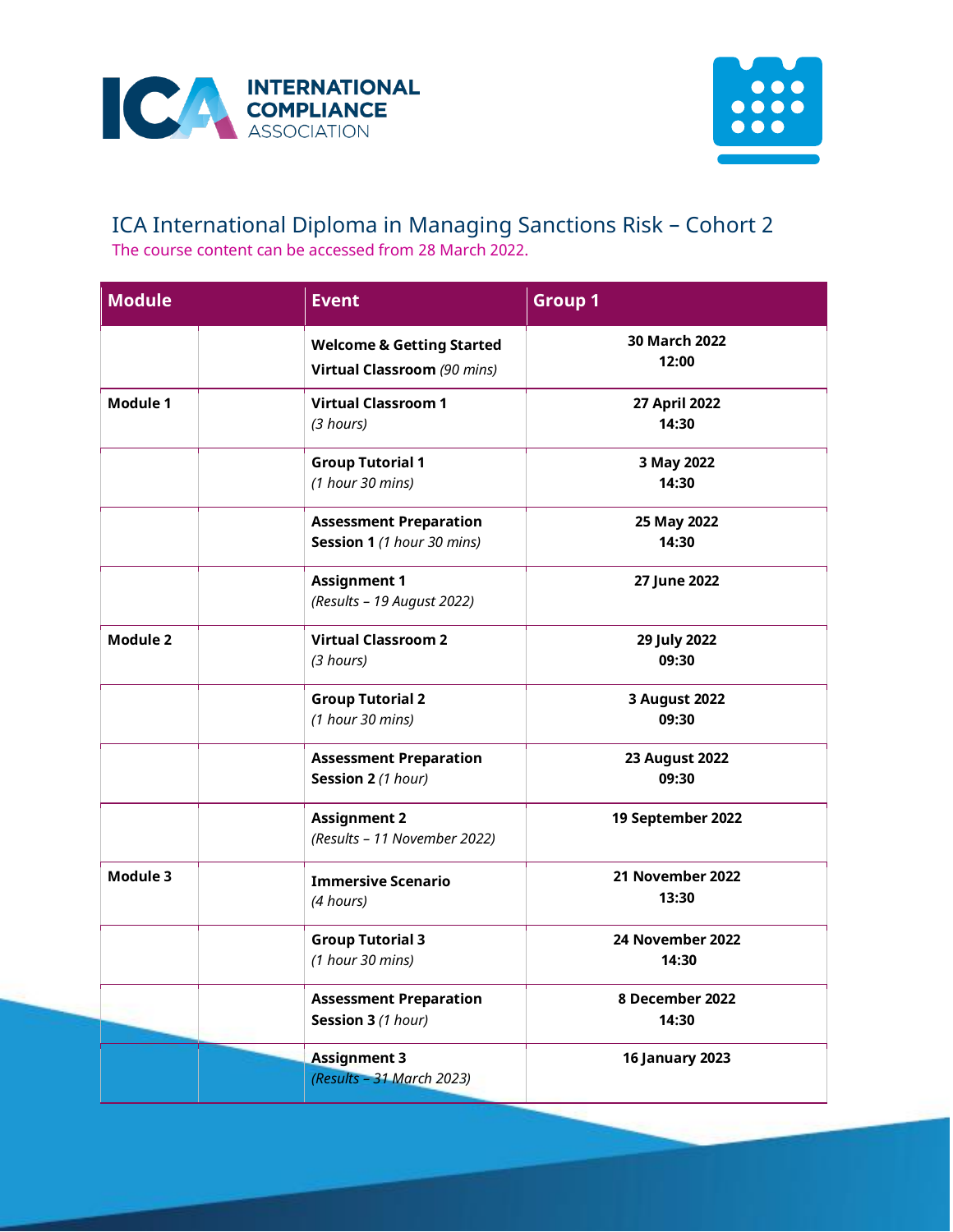# ICA International Diploma in Managing Sanctions Risk – Cohort 2

The course content can be accessed from 28 March 2022.

| Module | | Event | Group 1 |
|---|---|---|---|
| | | **Welcome & Getting Started Virtual Classroom** *(90 mins)* | **30 March 2022 12:00** |
| **Module 1** | | **Virtual Classroom 1** *(3 hours)* | **27 April 2022 14:30** |
| | | **Group Tutorial 1** *(1 hour 30 mins)* | **3 May 2022 14:30** |
| | | **Assessment Preparation Session 1** *(1 hour 30 mins)* | **25 May 2022 14:30** |
| | | **Assignment 1** *(Results – 19 August 2022)* | **27 June 2022** |
| **Module 2** | | **Virtual Classroom 2** *(3 hours)* | **29 July 2022 09:30** |
| | | **Group Tutorial 2** *(1 hour 30 mins)* | **3 August 2022 09:30** |
| | | **Assessment Preparation Session 2** *(1 hour)* | **23 August 2022 09:30** |
| | | **Assignment 2** *(Results – 11 November 2022)* | **19 September 2022** |
| **Module 3** | | **Immersive Scenario** *(4 hours)* | **21 November 2022 13:30** |
| | | **Group Tutorial 3** *(1 hour 30 mins)* | **24 November 2022 14:30** |
| | | **Assessment Preparation Session 3** *(1 hour)* | **8 December 2022 14:30** |
| | | **Assignment 3** *(Results – 31 March 2023)* | **16 January 2023** |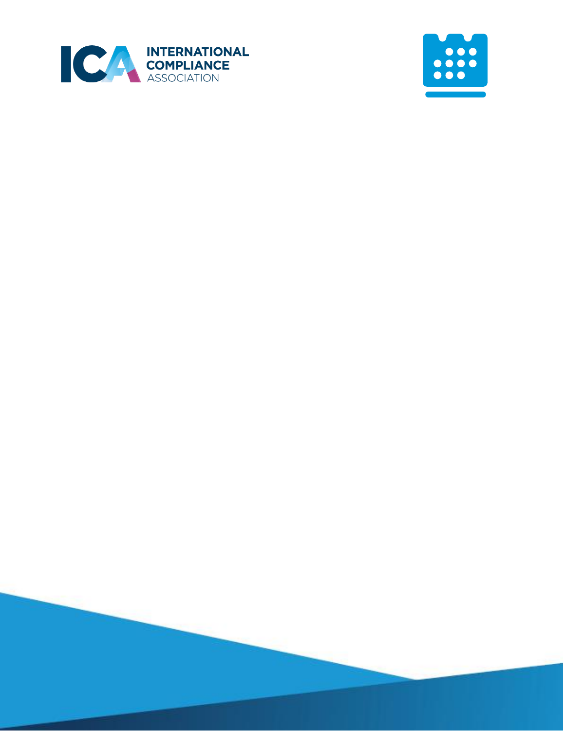INTERNATIONAL COMPLIANCE ASSOCIATION